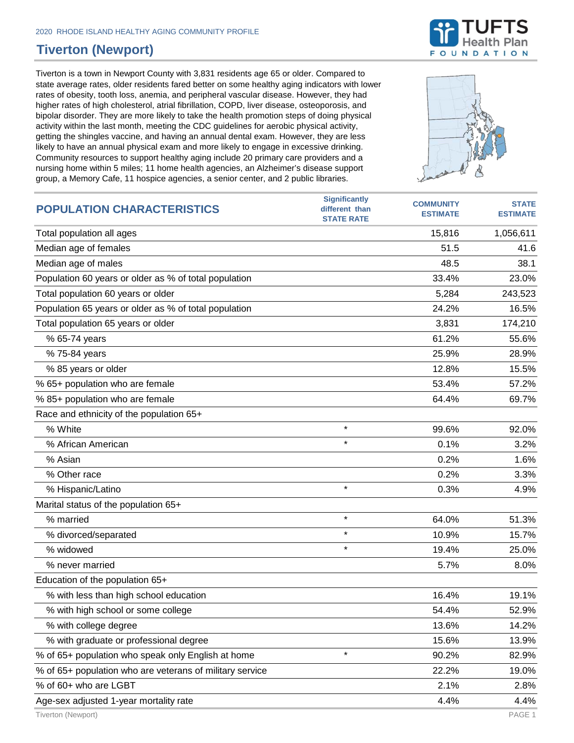2020 RHODE ISLAND HEALTHY AGING COMMUNITY PROFILE

# Tiverton (Newport)

Tiverton is a town in Newport County with 3,831 residents age 65 or older. Compared to state average rates, older residents fared better on some healthy aging indicators with lower rates of obesity, tooth loss, anemia, and peripheral vascular disease. However, they had higher rates of high cholesterol, atrial fibrillation, COPD, liver disease, osteoporosis, and bipolar disorder. They are more likely to take the health promotion steps of doing physical activity within the last month, meeting the CDC guidelines for aerobic physical activity, getting the shingles vaccine, and having an annual dental exam. However, they are less likely to have an annual physical exam and more likely to engage in excessive drinking. Community resources to support healthy aging include 20 primary care providers and a nursing home within 5 miles; 11 home health agencies, an Alzheimer's disease support group, a Memory Cafe, 11 hospice agencies, a senior center, and 2 public libraries.

| POPULATION CHARACTERISTICS | Significantly different than STATE RATE | COMMUNITY ESTIMATE | STATE ESTIMATE |
|---|---|---|---|
| Total population all ages | | 15,816 | 1,056,611 |
| Median age of females | | 51.5 | 41.6 |
| Median age of males | | 48.5 | 38.1 |
| Population 60 years or older as % of total population | | 33.4% | 23.0% |
| Total population 60 years or older | | 5,284 | 243,523 |
| Population 65 years or older as % of total population | | 24.2% | 16.5% |
| Total population 65 years or older | | 3,831 | 174,210 |
| % 65-74 years | | 61.2% | 55.6% |
| % 75-84 years | | 25.9% | 28.9% |
| % 85 years or older | | 12.8% | 15.5% |
| % 65+ population who are female | | 53.4% | 57.2% |
| % 85+ population who are female | | 64.4% | 69.7% |
| Race and ethnicity of the population 65+ | | | |
| % White | * | 99.6% | 92.0% |
| % African American | * | 0.1% | 3.2% |
| % Asian | | 0.2% | 1.6% |
| % Other race | | 0.2% | 3.3% |
| % Hispanic/Latino | * | 0.3% | 4.9% |
| Marital status of the population 65+ | | | |
| % married | * | 64.0% | 51.3% |
| % divorced/separated | * | 10.9% | 15.7% |
| % widowed | * | 19.4% | 25.0% |
| % never married | | 5.7% | 8.0% |
| Education of the population 65+ | | | |
| % with less than high school education | | 16.4% | 19.1% |
| % with high school or some college | | 54.4% | 52.9% |
| % with college degree | | 13.6% | 14.2% |
| % with graduate or professional degree | | 15.6% | 13.9% |
| % of 65+ population who speak only English at home | * | 90.2% | 82.9% |
| % of 65+ population who are veterans of military service | | 22.2% | 19.0% |
| % of 60+ who are LGBT | | 2.1% | 2.8% |
| Age-sex adjusted 1-year mortality rate | | 4.4% | 4.4% |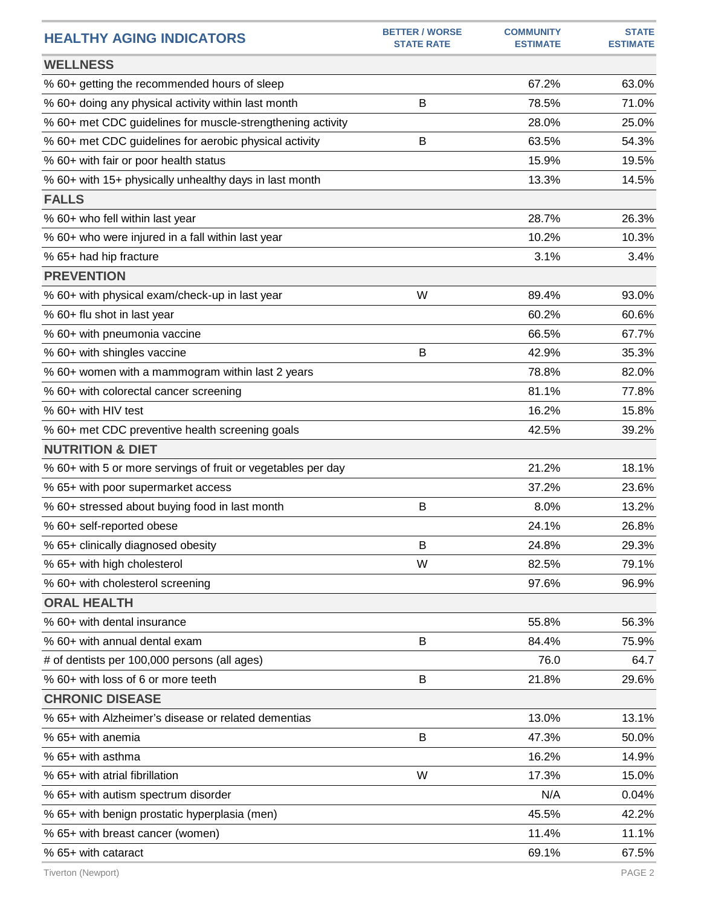| HEALTHY AGING INDICATORS | BETTER / WORSE STATE RATE | COMMUNITY ESTIMATE | STATE ESTIMATE |
|---|---|---|---|
| **WELLNESS** | | | |
| % 60+ getting the recommended hours of sleep | | 67.2% | 63.0% |
| % 60+ doing any physical activity within last month | B | 78.5% | 71.0% |
| % 60+ met CDC guidelines for muscle-strengthening activity | | 28.0% | 25.0% |
| % 60+ met CDC guidelines for aerobic physical activity | B | 63.5% | 54.3% |
| % 60+ with fair or poor health status | | 15.9% | 19.5% |
| % 60+ with 15+ physically unhealthy days in last month | | 13.3% | 14.5% |
| **FALLS** | | | |
| % 60+ who fell within last year | | 28.7% | 26.3% |
| % 60+ who were injured in a fall within last year | | 10.2% | 10.3% |
| % 65+ had hip fracture | | 3.1% | 3.4% |
| **PREVENTION** | | | |
| % 60+ with physical exam/check-up in last year | W | 89.4% | 93.0% |
| % 60+ flu shot in last year | | 60.2% | 60.6% |
| % 60+ with pneumonia vaccine | | 66.5% | 67.7% |
| % 60+ with shingles vaccine | B | 42.9% | 35.3% |
| % 60+ women with a mammogram within last 2 years | | 78.8% | 82.0% |
| % 60+ with colorectal cancer screening | | 81.1% | 77.8% |
| % 60+ with HIV test | | 16.2% | 15.8% |
| % 60+ met CDC preventive health screening goals | | 42.5% | 39.2% |
| **NUTRITION & DIET** | | | |
| % 60+ with 5 or more servings of fruit or vegetables per day | | 21.2% | 18.1% |
| % 65+ with poor supermarket access | | 37.2% | 23.6% |
| % 60+ stressed about buying food in last month | B | 8.0% | 13.2% |
| % 60+ self-reported obese | | 24.1% | 26.8% |
| % 65+ clinically diagnosed obesity | B | 24.8% | 29.3% |
| % 65+ with high cholesterol | W | 82.5% | 79.1% |
| % 60+ with cholesterol screening | | 97.6% | 96.9% |
| **ORAL HEALTH** | | | |
| % 60+ with dental insurance | | 55.8% | 56.3% |
| % 60+ with annual dental exam | B | 84.4% | 75.9% |
| # of dentists per 100,000 persons (all ages) | | 76.0 | 64.7 |
| % 60+ with loss of 6 or more teeth | B | 21.8% | 29.6% |
| **CHRONIC DISEASE** | | | |
| % 65+ with Alzheimer's disease or related dementias | | 13.0% | 13.1% |
| % 65+ with anemia | B | 47.3% | 50.0% |
| % 65+ with asthma | | 16.2% | 14.9% |
| % 65+ with atrial fibrillation | W | 17.3% | 15.0% |
| % 65+ with autism spectrum disorder | | N/A | 0.04% |
| % 65+ with benign prostatic hyperplasia (men) | | 45.5% | 42.2% |
| % 65+ with breast cancer (women) | | 11.4% | 11.1% |
| % 65+ with cataract | | 69.1% | 67.5% |

Tiverton (Newport)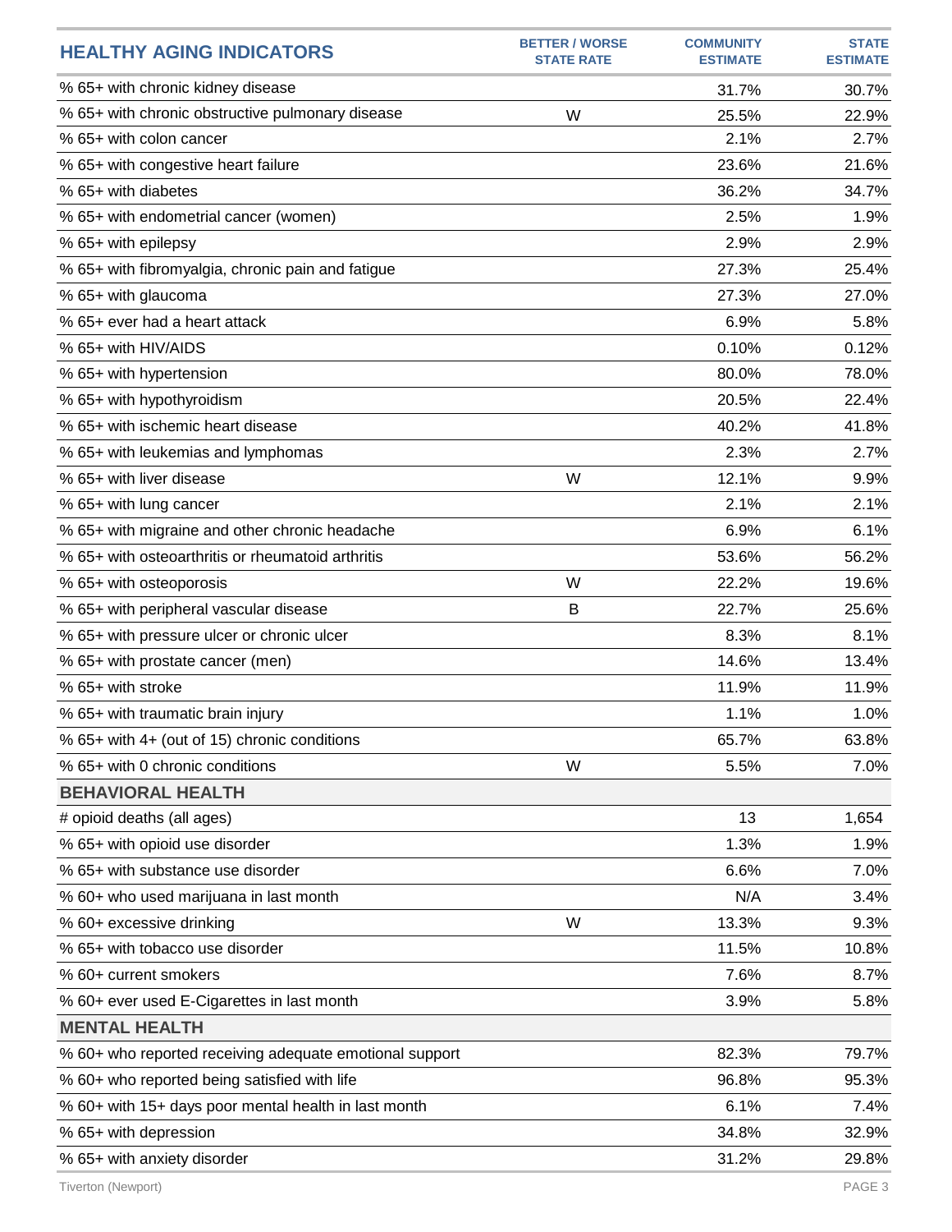| HEALTHY AGING INDICATORS | BETTER / WORSE STATE RATE | COMMUNITY ESTIMATE | STATE ESTIMATE |
|---|---|---|---|
| % 65+ with chronic kidney disease | | 31.7% | 30.7% |
| % 65+ with chronic obstructive pulmonary disease | W | 25.5% | 22.9% |
| % 65+ with colon cancer | | 2.1% | 2.7% |
| % 65+ with congestive heart failure | | 23.6% | 21.6% |
| % 65+ with diabetes | | 36.2% | 34.7% |
| % 65+ with endometrial cancer (women) | | 2.5% | 1.9% |
| % 65+ with epilepsy | | 2.9% | 2.9% |
| % 65+ with fibromyalgia, chronic pain and fatigue | | 27.3% | 25.4% |
| % 65+ with glaucoma | | 27.3% | 27.0% |
| % 65+ ever had a heart attack | | 6.9% | 5.8% |
| % 65+ with HIV/AIDS | | 0.10% | 0.12% |
| % 65+ with hypertension | | 80.0% | 78.0% |
| % 65+ with hypothyroidism | | 20.5% | 22.4% |
| % 65+ with ischemic heart disease | | 40.2% | 41.8% |
| % 65+ with leukemias and lymphomas | | 2.3% | 2.7% |
| % 65+ with liver disease | W | 12.1% | 9.9% |
| % 65+ with lung cancer | | 2.1% | 2.1% |
| % 65+ with migraine and other chronic headache | | 6.9% | 6.1% |
| % 65+ with osteoarthritis or rheumatoid arthritis | | 53.6% | 56.2% |
| % 65+ with osteoporosis | W | 22.2% | 19.6% |
| % 65+ with peripheral vascular disease | B | 22.7% | 25.6% |
| % 65+ with pressure ulcer or chronic ulcer | | 8.3% | 8.1% |
| % 65+ with prostate cancer (men) | | 14.6% | 13.4% |
| % 65+ with stroke | | 11.9% | 11.9% |
| % 65+ with traumatic brain injury | | 1.1% | 1.0% |
| % 65+ with 4+ (out of 15) chronic conditions | | 65.7% | 63.8% |
| % 65+ with 0 chronic conditions | W | 5.5% | 7.0% |
| **BEHAVIORAL HEALTH** | | | |
| # opioid deaths (all ages) | | 13 | 1,654 |
| % 65+ with opioid use disorder | | 1.3% | 1.9% |
| % 65+ with substance use disorder | | 6.6% | 7.0% |
| % 60+ who used marijuana in last month | | N/A | 3.4% |
| % 60+ excessive drinking | W | 13.3% | 9.3% |
| % 65+ with tobacco use disorder | | 11.5% | 10.8% |
| % 60+ current smokers | | 7.6% | 8.7% |
| % 60+ ever used E-Cigarettes in last month | | 3.9% | 5.8% |
| **MENTAL HEALTH** | | | |
| % 60+ who reported receiving adequate emotional support | | 82.3% | 79.7% |
| % 60+ who reported being satisfied with life | | 96.8% | 95.3% |
| % 60+ with 15+ days poor mental health in last month | | 6.1% | 7.4% |
| % 65+ with depression | | 34.8% | 32.9% |
| % 65+ with anxiety disorder | | 31.2% | 29.8% |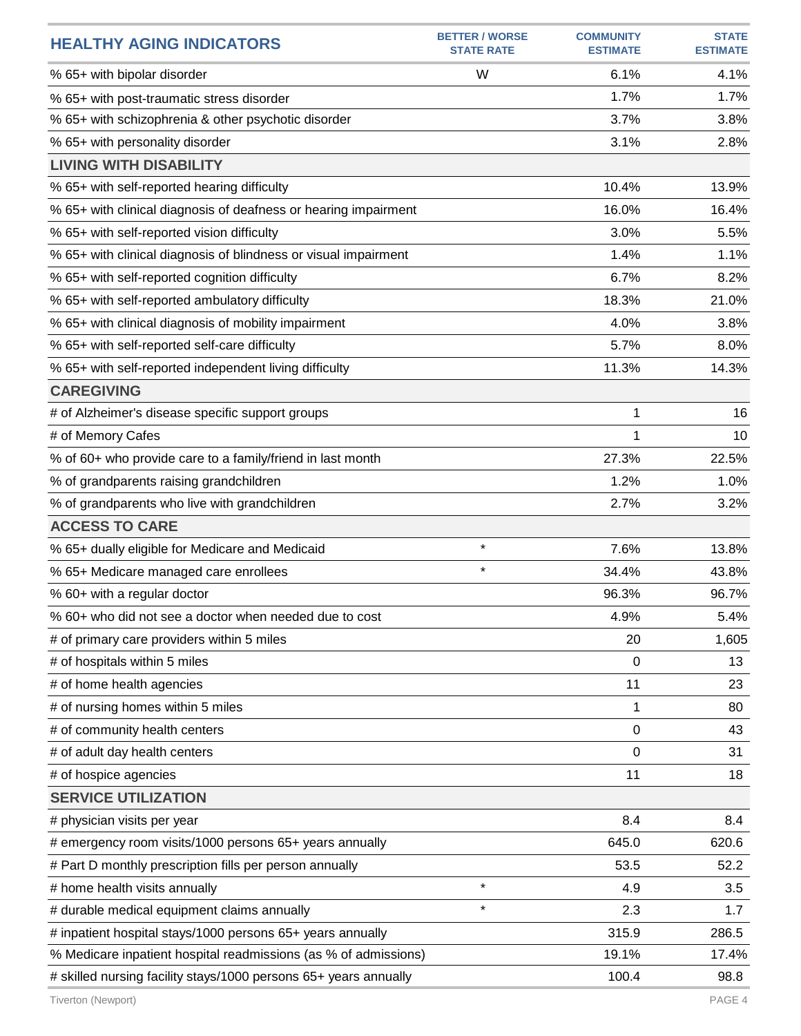| HEALTHY AGING INDICATORS | BETTER / WORSE STATE RATE | COMMUNITY ESTIMATE | STATE ESTIMATE |
|---|---|---|---|
| % 65+ with bipolar disorder | W | 6.1% | 4.1% |
| % 65+ with post-traumatic stress disorder | | 1.7% | 1.7% |
| % 65+ with schizophrenia & other psychotic disorder | | 3.7% | 3.8% |
| % 65+ with personality disorder | | 3.1% | 2.8% |
| **LIVING WITH DISABILITY** | | | |
| % 65+ with self-reported hearing difficulty | | 10.4% | 13.9% |
| % 65+ with clinical diagnosis of deafness or hearing impairment | | 16.0% | 16.4% |
| % 65+ with self-reported vision difficulty | | 3.0% | 5.5% |
| % 65+ with clinical diagnosis of blindness or visual impairment | | 1.4% | 1.1% |
| % 65+ with self-reported cognition difficulty | | 6.7% | 8.2% |
| % 65+ with self-reported ambulatory difficulty | | 18.3% | 21.0% |
| % 65+ with clinical diagnosis of mobility impairment | | 4.0% | 3.8% |
| % 65+ with self-reported self-care difficulty | | 5.7% | 8.0% |
| % 65+ with self-reported independent living difficulty | | 11.3% | 14.3% |
| **CAREGIVING** | | | |
| # of Alzheimer's disease specific support groups | | 1 | 16 |
| # of Memory Cafes | | 1 | 10 |
| % of 60+ who provide care to a family/friend in last month | | 27.3% | 22.5% |
| % of grandparents raising grandchildren | | 1.2% | 1.0% |
| % of grandparents who live with grandchildren | | 2.7% | 3.2% |
| **ACCESS TO CARE** | | | |
| % 65+ dually eligible for Medicare and Medicaid | * | 7.6% | 13.8% |
| % 65+ Medicare managed care enrollees | * | 34.4% | 43.8% |
| % 60+ with a regular doctor | | 96.3% | 96.7% |
| % 60+ who did not see a doctor when needed due to cost | | 4.9% | 5.4% |
| # of primary care providers within 5 miles | | 20 | 1,605 |
| # of hospitals within 5 miles | | 0 | 13 |
| # of home health agencies | | 11 | 23 |
| # of nursing homes within 5 miles | | 1 | 80 |
| # of community health centers | | 0 | 43 |
| # of adult day health centers | | 0 | 31 |
| # of hospice agencies | | 11 | 18 |
| **SERVICE UTILIZATION** | | | |
| # physician visits per year | | 8.4 | 8.4 |
| # emergency room visits/1000 persons 65+ years annually | | 645.0 | 620.6 |
| # Part D monthly prescription fills per person annually | | 53.5 | 52.2 |
| # home health visits annually | * | 4.9 | 3.5 |
| # durable medical equipment claims annually | * | 2.3 | 1.7 |
| # inpatient hospital stays/1000 persons 65+ years annually | | 315.9 | 286.5 |
| % Medicare inpatient hospital readmissions (as % of admissions) | | 19.1% | 17.4% |
| # skilled nursing facility stays/1000 persons 65+ years annually | | 100.4 | 98.8 |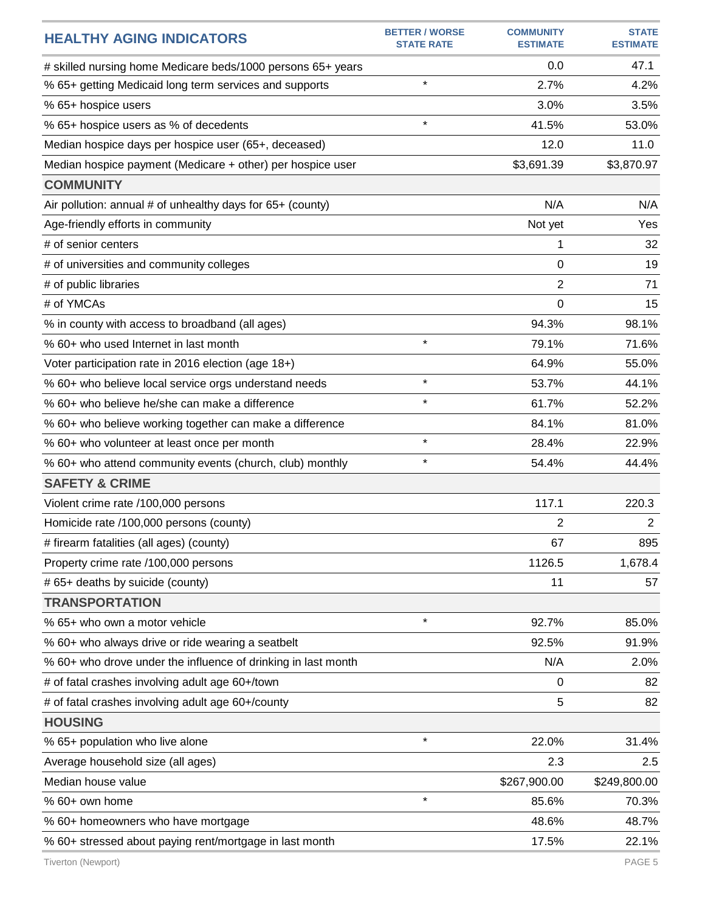| HEALTHY AGING INDICATORS | BETTER / WORSE STATE RATE | COMMUNITY ESTIMATE | STATE ESTIMATE |
|---|---|---|---|
| # skilled nursing home Medicare beds/1000 persons 65+ years | | 0.0 | 47.1 |
| % 65+ getting Medicaid long term services and supports | * | 2.7% | 4.2% |
| % 65+ hospice users | | 3.0% | 3.5% |
| % 65+ hospice users as % of decedents | * | 41.5% | 53.0% |
| Median hospice days per hospice user (65+, deceased) | | 12.0 | 11.0 |
| Median hospice payment (Medicare + other) per hospice user | | $3,691.39 | $3,870.97 |
| **COMMUNITY** | | | |
| Air pollution: annual # of unhealthy days for 65+ (county) | | N/A | N/A |
| Age-friendly efforts in community | | Not yet | Yes |
| # of senior centers | | 1 | 32 |
| # of universities and community colleges | | 0 | 19 |
| # of public libraries | | 2 | 71 |
| # of YMCAs | | 0 | 15 |
| % in county with access to broadband (all ages) | | 94.3% | 98.1% |
| % 60+ who used Internet in last month | * | 79.1% | 71.6% |
| Voter participation rate in 2016 election (age 18+) | | 64.9% | 55.0% |
| % 60+ who believe local service orgs understand needs | * | 53.7% | 44.1% |
| % 60+ who believe he/she can make a difference | * | 61.7% | 52.2% |
| % 60+ who believe working together can make a difference | | 84.1% | 81.0% |
| % 60+ who volunteer at least once per month | * | 28.4% | 22.9% |
| % 60+ who attend community events (church, club) monthly | * | 54.4% | 44.4% |
| **SAFETY & CRIME** | | | |
| Violent crime rate /100,000 persons | | 117.1 | 220.3 |
| Homicide rate /100,000 persons (county) | | 2 | 2 |
| # firearm fatalities (all ages) (county) | | 67 | 895 |
| Property crime rate /100,000 persons | | 1126.5 | 1,678.4 |
| # 65+ deaths by suicide (county) | | 11 | 57 |
| **TRANSPORTATION** | | | |
| % 65+ who own a motor vehicle | * | 92.7% | 85.0% |
| % 60+ who always drive or ride wearing a seatbelt | | 92.5% | 91.9% |
| % 60+ who drove under the influence of drinking in last month | | N/A | 2.0% |
| # of fatal crashes involving adult age 60+/town | | 0 | 82 |
| # of fatal crashes involving adult age 60+/county | | 5 | 82 |
| **HOUSING** | | | |
| % 65+ population who live alone | * | 22.0% | 31.4% |
| Average household size (all ages) | | 2.3 | 2.5 |
| Median house value | | $267,900.00 | $249,800.00 |
| % 60+ own home | * | 85.6% | 70.3% |
| % 60+ homeowners who have mortgage | | 48.6% | 48.7% |
| % 60+ stressed about paying rent/mortgage in last month | | 17.5% | 22.1% |

Tiverton (Newport)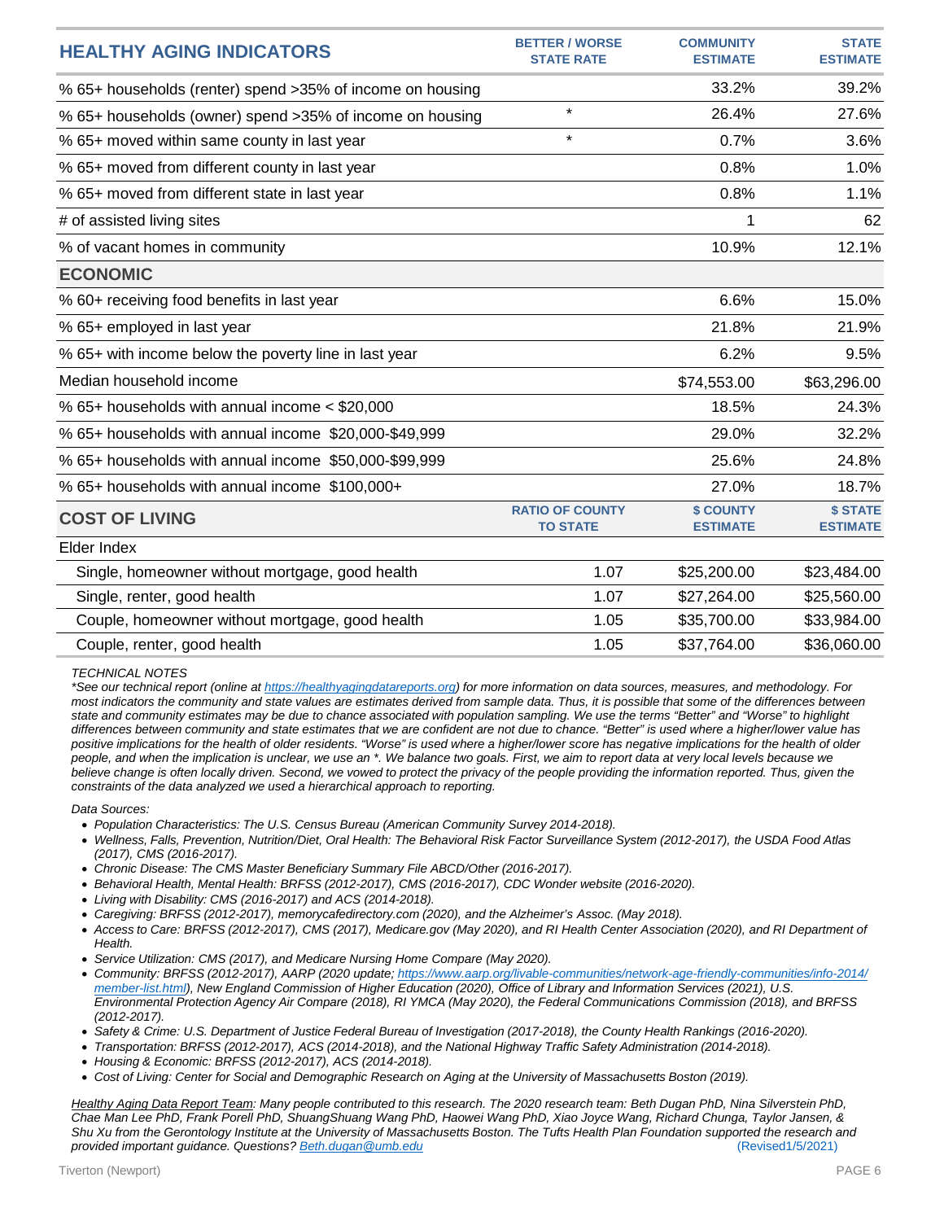| HEALTHY AGING INDICATORS | BETTER / WORSE STATE RATE | COMMUNITY ESTIMATE | STATE ESTIMATE |
|---|---|---|---|
| % 65+ households (renter) spend >35% of income on housing | | 33.2% | 39.2% |
| % 65+ households (owner) spend >35% of income on housing | * | 26.4% | 27.6% |
| % 65+ moved within same county in last year | * | 0.7% | 3.6% |
| % 65+ moved from different county in last year | | 0.8% | 1.0% |
| % 65+ moved from different state in last year | | 0.8% | 1.1% |
| # of assisted living sites | | 1 | 62 |
| % of vacant homes in community | | 10.9% | 12.1% |
| **ECONOMIC** | | | |
| % 60+ receiving food benefits in last year | | 6.6% | 15.0% |
| % 65+ employed in last year | | 21.8% | 21.9% |
| % 65+ with income below the poverty line in last year | | 6.2% | 9.5% |
| Median household income | | $74,553.00 | $63,296.00 |
| % 65+ households with annual income < $20,000 | | 18.5% | 24.3% |
| % 65+ households with annual income $20,000-$49,999 | | 29.0% | 32.2% |
| % 65+ households with annual income $50,000-$99,999 | | 25.6% | 24.8% |
| % 65+ households with annual income $100,000+ | | 27.0% | 18.7% |
| **COST OF LIVING** | **RATIO OF COUNTY TO STATE** | **$ COUNTY ESTIMATE** | **$ STATE ESTIMATE** |
| Elder Index | | | |
| Single, homeowner without mortgage, good health | 1.07 | $25,200.00 | $23,484.00 |
| Single, renter, good health | 1.07 | $27,264.00 | $25,560.00 |
| Couple, homeowner without mortgage, good health | 1.05 | $35,700.00 | $33,984.00 |
| Couple, renter, good health | 1.05 | $37,764.00 | $36,060.00 |

*TECHNICAL NOTES*

*\*See our technical report (online at https://healthyagingdatareports.org) for more information on data sources, measures, and methodology. For most indicators the community and state values are estimates derived from sample data. Thus, it is possible that some of the differences between state and community estimates may be due to chance associated with population sampling. We use the terms "Better" and "Worse" to highlight differences between community and state estimates that we are confident are not due to chance. "Better" is used where a higher/lower value has positive implications for the health of older residents. "Worse" is used where a higher/lower score has negative implications for the health of older people, and when the implication is unclear, we use an \*. We balance two goals. First, we aim to report data at very local levels because we believe change is often locally driven. Second, we vowed to protect the privacy of the people providing the information reported. Thus, given the constraints of the data analyzed we used a hierarchical approach to reporting.*

*Data Sources:*

- *Population Characteristics: The U.S. Census Bureau (American Community Survey 2014-2018).*
- *Wellness, Falls, Prevention, Nutrition/Diet, Oral Health: The Behavioral Risk Factor Surveillance System (2012-2017), the USDA Food Atlas (2017), CMS (2016-2017).*
- *Chronic Disease: The CMS Master Beneficiary Summary File ABCD/Other (2016-2017).*
- *Behavioral Health, Mental Health: BRFSS (2012-2017), CMS (2016-2017), CDC Wonder website (2016-2020).*
- *Living with Disability: CMS (2016-2017) and ACS (2014-2018).*
- *Caregiving: BRFSS (2012-2017), memorycafedirectory.com (2020), and the Alzheimer's Assoc. (May 2018).*
- *Access to Care: BRFSS (2012-2017), CMS (2017), Medicare.gov (May 2020), and RI Health Center Association (2020), and RI Department of Health.*
- *Service Utilization: CMS (2017), and Medicare Nursing Home Compare (May 2020).*
- *Community: BRFSS (2012-2017), AARP (2020 update; https://www.aarp.org/livable-communities/network-age-friendly-communities/info-2014/member-list.html), New England Commission of Higher Education (2020), Office of Library and Information Services (2021), U.S. Environmental Protection Agency Air Compare (2018), RI YMCA (May 2020), the Federal Communications Commission (2018), and BRFSS (2012-2017).*
- *Safety & Crime: U.S. Department of Justice Federal Bureau of Investigation (2017-2018), the County Health Rankings (2016-2020).*
- *Transportation: BRFSS (2012-2017), ACS (2014-2018), and the National Highway Traffic Safety Administration (2014-2018).*
- *Housing & Economic: BRFSS (2012-2017), ACS (2014-2018).*
- *Cost of Living: Center for Social and Demographic Research on Aging at the University of Massachusetts Boston (2019).*

*Healthy Aging Data Report Team: Many people contributed to this research. The 2020 research team: Beth Dugan PhD, Nina Silverstein PhD, Chae Man Lee PhD, Frank Porell PhD, ShuangShuang Wang PhD, Haowei Wang PhD, Xiao Joyce Wang, Richard Chunga, Taylor Jansen, & Shu Xu from the Gerontology Institute at the University of Massachusetts Boston. The Tufts Health Plan Foundation supported the research and provided important guidance. Questions? Beth.dugan@umb.edu* (Revised1/5/2021)

Tiverton (Newport)